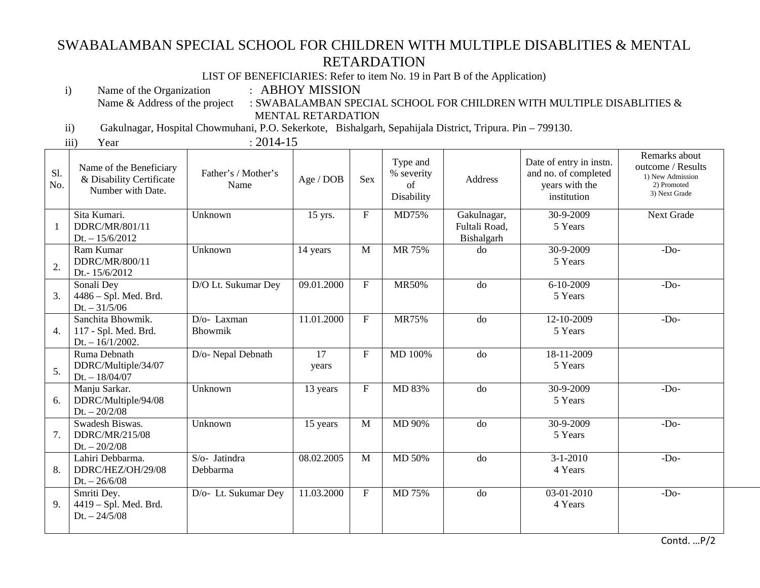# SWABALAMBAN SPECIAL SCHOOL FOR CHILDREN WITH MULTIPLE DISABLITIES & MENTAL RETARDATION

LIST OF BENEFICIARIES: Refer to item No. 19 in Part B of the Application)

i) Name of the Organization : ABHOY MISSION

Name & Address of the project : SWABALAMBAN SPECIAL SCHOOL FOR CHILDREN WITH MULTIPLE DISABLITIES & MENTAL RETARDATION

ii) Gakulnagar, Hospital Chowmuhani, P.O. Sekerkote, Bishalgarh, Sepahijala District, Tripura. Pin – 799130.

iii) Year : 2014-15

| Sl. No. | Name of the Beneficiary & Disability Certificate Number with Date. | Father's / Mother's Name | Age / DOB | Sex | Type and % severity of Disability | Address | Date of entry in instn. and no. of completed years with the institution | Remarks about outcome / Results 1) New Admission 2) Promoted 3) Next Grade |
|---|---|---|---|---|---|---|---|---|
| 1 | Sita Kumari. DDRC/MR/801/11 Dt. – 15/6/2012 | Unknown | 15 yrs. | F | MD75% | Gakulnagar, Fultali Road, Bishalgarh | 30-9-2009 5 Years | Next Grade |
| 2. | Ram Kumar DDRC/MR/800/11 Dt.- 15/6/2012 | Unknown | 14 years | M | MR 75% | do | 30-9-2009 5 Years | -Do- |
| 3. | Sonali Dey 4486 – Spl. Med. Brd. Dt. – 31/5/06 | D/O Lt. Sukumar Dey | 09.01.2000 | F | MR50% | do | 6-10-2009 5 Years | -Do- |
| 4. | Sanchita Bhowmik. 117 - Spl. Med. Brd. Dt. – 16/1/2002. | D/o- Laxman Bhowmik | 11.01.2000 | F | MR75% | do | 12-10-2009 5 Years | -Do- |
| 5. | Ruma Debnath DDRC/Multiple/34/07 Dt. – 18/04/07 | D/o- Nepal Debnath | 17 years | F | MD 100% | do | 18-11-2009 5 Years | |
| 6. | Manju Sarkar. DDRC/Multiple/94/08 Dt. – 20/2/08 | Unknown | 13 years | F | MD 83% | do | 30-9-2009 5 Years | -Do- |
| 7. | Swadesh Biswas. DDRC/MR/215/08 Dt. – 20/2/08 | Unknown | 15 years | M | MD 90% | do | 30-9-2009 5 Years | -Do- |
| 8. | Lahiri Debbarma. DDRC/HEZ/OH/29/08 Dt. – 26/6/08 | S/o- Jatindra Debbarma | 08.02.2005 | M | MD 50% | do | 3-1-2010 4 Years | -Do- |
| 9. | Smriti Dey. 4419 – Spl. Med. Brd. Dt. – 24/5/08 | D/o- Lt. Sukumar Dey | 11.03.2000 | F | MD 75% | do | 03-01-2010 4 Years | -Do- |

Contd. …P/2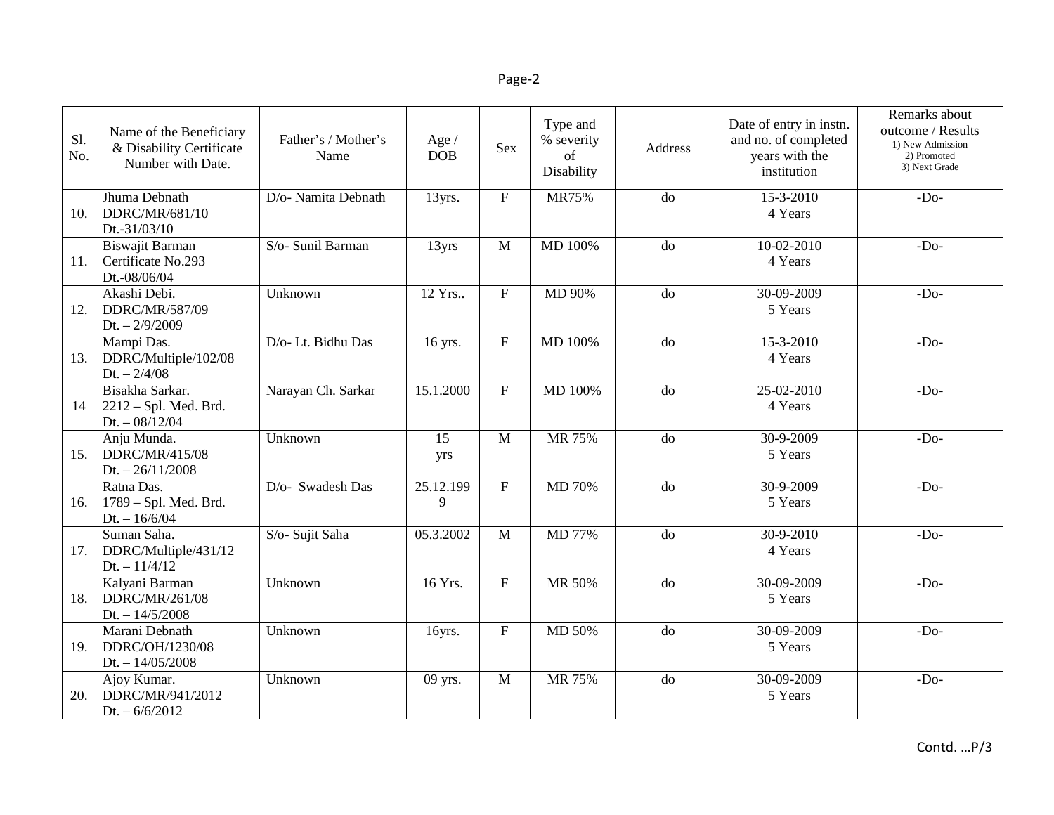| Sl. No. | Name of the Beneficiary & Disability Certificate Number with Date. | Father's / Mother's Name | Age / DOB | Sex | Type and % severity of Disability | Address | Date of entry in instn. and no. of completed years with the institution | Remarks about outcome / Results 1) New Admission 2) Promoted 3) Next Grade |
|---|---|---|---|---|---|---|---|---|
| 10. | Jhuma Debnath DDRC/MR/681/10 Dt.-31/03/10 | D/o- Namita Debnath | 13yrs. | F | MR75% | do | 15-3-2010 4 Years | -Do- |
| 11. | Biswajit Barman Certificate No.293 Dt.-08/06/04 | S/o- Sunil Barman | 13yrs | M | MD 100% | do | 10-02-2010 4 Years | -Do- |
| 12. | Akashi Debi. DDRC/MR/587/09 Dt. – 2/9/2009 | Unknown | 12 Yrs.. | F | MD 90% | do | 30-09-2009 5 Years | -Do- |
| 13. | Mampi Das. DDRC/Multiple/102/08 Dt. – 2/4/08 | D/o- Lt. Bidhu Das | 16 yrs. | F | MD 100% | do | 15-3-2010 4 Years | -Do- |
| 14 | Bisakha Sarkar. 2212 – Spl. Med. Brd. Dt. – 08/12/04 | Narayan Ch. Sarkar | 15.1.2000 | F | MD 100% | do | 25-02-2010 4 Years | -Do- |
| 15. | Anju Munda. DDRC/MR/415/08 Dt. – 26/11/2008 | Unknown | 15 yrs | M | MR 75% | do | 30-9-2009 5 Years | -Do- |
| 16. | Ratna Das. 1789 – Spl. Med. Brd. Dt. – 16/6/04 | D/o- Swadesh Das | 25.12.1999 | F | MD 70% | do | 30-9-2009 5 Years | -Do- |
| 17. | Suman Saha. DDRC/Multiple/431/12 Dt. – 11/4/12 | S/o- Sujit Saha | 05.3.2002 | M | MD 77% | do | 30-9-2010 4 Years | -Do- |
| 18. | Kalyani Barman DDRC/MR/261/08 Dt. – 14/5/2008 | Unknown | 16 Yrs. | F | MR 50% | do | 30-09-2009 5 Years | -Do- |
| 19. | Marani Debnath DDRC/OH/1230/08 Dt. – 14/05/2008 | Unknown | 16yrs. | F | MD 50% | do | 30-09-2009 5 Years | -Do- |
| 20. | Ajoy Kumar. DDRC/MR/941/2012 Dt. – 6/6/2012 | Unknown | 09 yrs. | M | MR 75% | do | 30-09-2009 5 Years | -Do- |

Contd. …P/3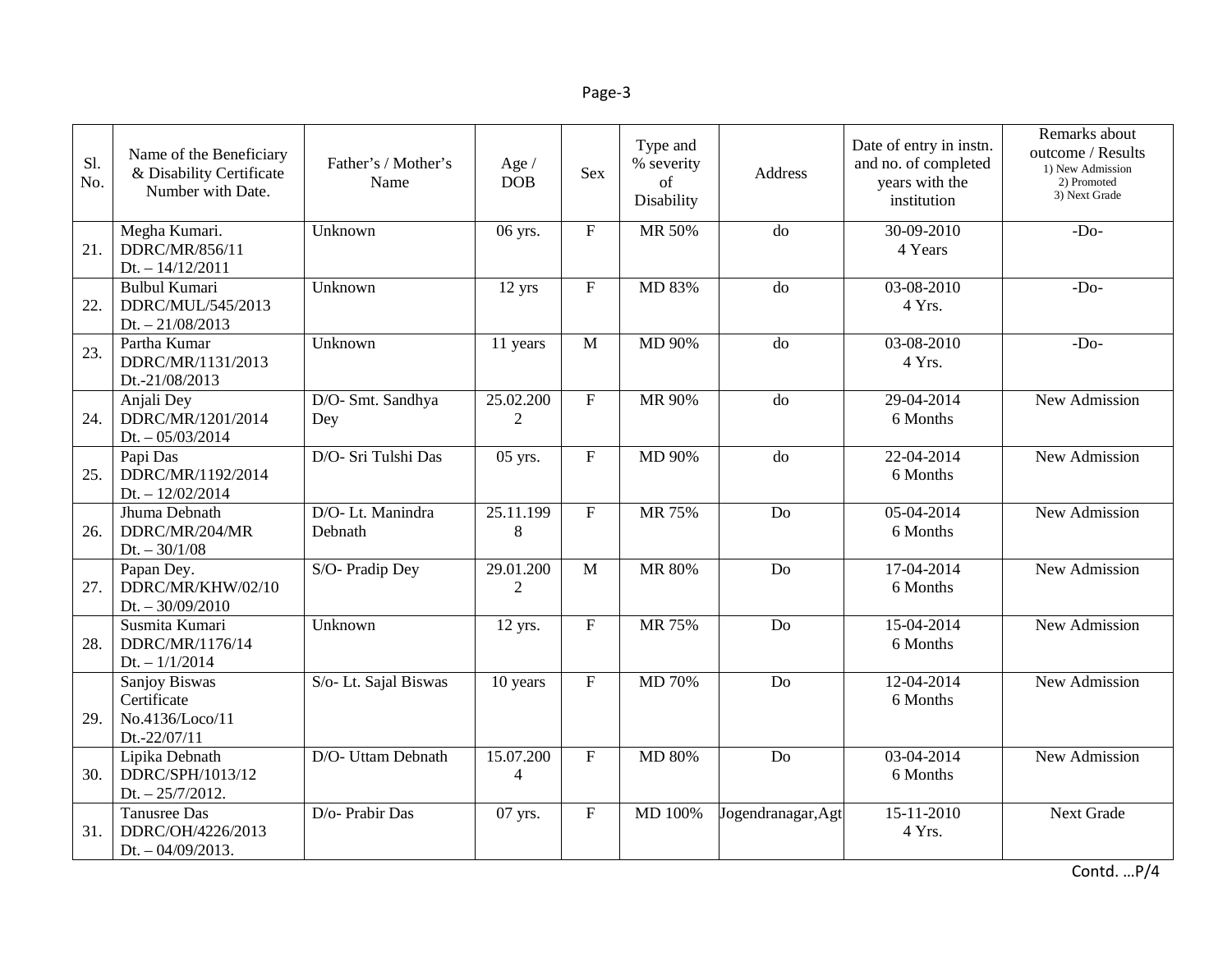| Sl. No. | Name of the Beneficiary & Disability Certificate Number with Date. | Father's / Mother's Name | Age / DOB | Sex | Type and % severity of Disability | Address | Date of entry in instn. and no. of completed years with the institution | Remarks about outcome / Results 1) New Admission 2) Promoted 3) Next Grade |
|---|---|---|---|---|---|---|---|---|
| 21. | Megha Kumari. DDRC/MR/856/11 Dt. – 14/12/2011 | Unknown | 06 yrs. | F | MR 50% | do | 30-09-2010 4 Years | -Do- |
| 22. | Bulbul Kumari DDRC/MUL/545/2013 Dt. – 21/08/2013 | Unknown | 12 yrs | F | MD 83% | do | 03-08-2010 4 Yrs. | -Do- |
| 23. | Partha Kumar DDRC/MR/1131/2013 Dt.-21/08/2013 | Unknown | 11 years | M | MD 90% | do | 03-08-2010 4 Yrs. | -Do- |
| 24. | Anjali Dey DDRC/MR/1201/2014 Dt. – 05/03/2014 | D/O- Smt. Sandhya Dey | 25.02.2002 | F | MR 90% | do | 29-04-2014 6 Months | New Admission |
| 25. | Papi Das DDRC/MR/1192/2014 Dt. – 12/02/2014 | D/O- Sri Tulshi Das | 05 yrs. | F | MD 90% | do | 22-04-2014 6 Months | New Admission |
| 26. | Jhuma Debnath DDRC/MR/204/MR Dt. – 30/1/08 | D/O- Lt. Manindra Debnath | 25.11.1998 | F | MR 75% | Do | 05-04-2014 6 Months | New Admission |
| 27. | Papan Dey. DDRC/MR/KHW/02/10 Dt. – 30/09/2010 | S/O- Pradip Dey | 29.01.2002 | M | MR 80% | Do | 17-04-2014 6 Months | New Admission |
| 28. | Susmita Kumari DDRC/MR/1176/14 Dt. – 1/1/2014 | Unknown | 12 yrs. | F | MR 75% | Do | 15-04-2014 6 Months | New Admission |
| 29. | Sanjoy Biswas Certificate No.4136/Loco/11 Dt.-22/07/11 | S/o- Lt. Sajal Biswas | 10 years | F | MD 70% | Do | 12-04-2014 6 Months | New Admission |
| 30. | Lipika Debnath DDRC/SPH/1013/12 Dt. – 25/7/2012. | D/O- Uttam Debnath | 15.07.2004 | F | MD 80% | Do | 03-04-2014 6 Months | New Admission |
| 31. | Tanusree Das DDRC/OH/4226/2013 Dt. – 04/09/2013. | D/o- Prabir Das | 07 yrs. | F | MD 100% | Jogendranagar,Agt | 15-11-2010 4 Yrs. | Next Grade |

Contd. …P/4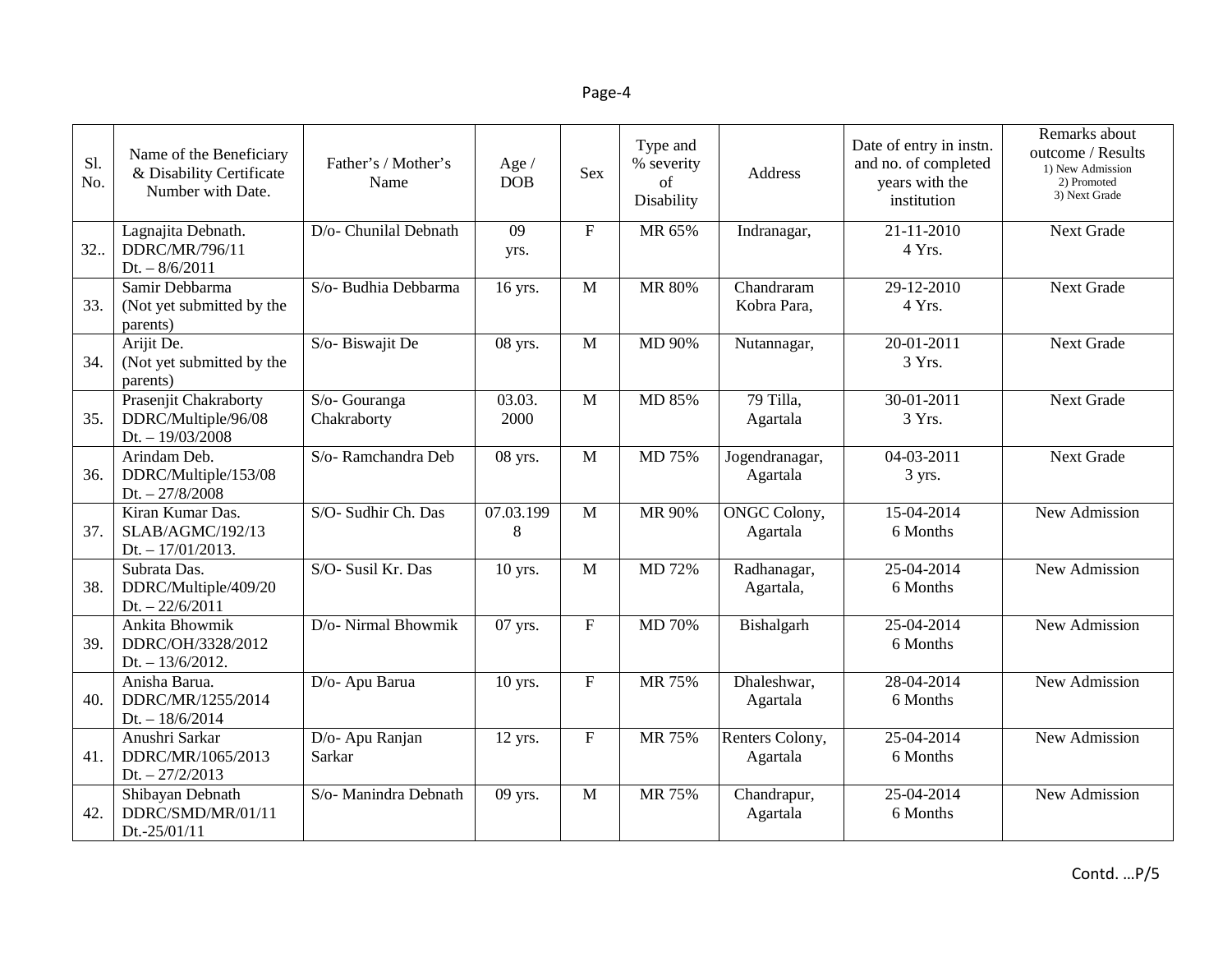| Sl. No. | Name of the Beneficiary & Disability Certificate Number with Date. | Father's / Mother's Name | Age / DOB | Sex | Type and % severity of Disability | Address | Date of entry in instn. and no. of completed years with the institution | Remarks about outcome / Results 1) New Admission 2) Promoted 3) Next Grade |
|---|---|---|---|---|---|---|---|---|
| 32.. | Lagnajita Debnath. DDRC/MR/796/11 Dt. – 8/6/2011 | D/o- Chunilal Debnath | 09 yrs. | F | MR 65% | Indranagar, | 21-11-2010 4 Yrs. | Next Grade |
| 33. | Samir Debbarma (Not yet submitted by the parents) | S/o- Budhia Debbarma | 16 yrs. | M | MR 80% | Chandraram Kobra Para, | 29-12-2010 4 Yrs. | Next Grade |
| 34. | Arijit De. (Not yet submitted by the parents) | S/o- Biswajit De | 08 yrs. | M | MD 90% | Nutannagar, | 20-01-2011 3 Yrs. | Next Grade |
| 35. | Prasenjit Chakraborty DDRC/Multiple/96/08 Dt. – 19/03/2008 | S/o- Gouranga Chakraborty | 03.03. 2000 | M | MD 85% | 79 Tilla, Agartala | 30-01-2011 3 Yrs. | Next Grade |
| 36. | Arindam Deb. DDRC/Multiple/153/08 Dt. – 27/8/2008 | S/o- Ramchandra Deb | 08 yrs. | M | MD 75% | Jogendranagar, Agartala | 04-03-2011 3 yrs. | Next Grade |
| 37. | Kiran Kumar Das. SLAB/AGMC/192/13 Dt. – 17/01/2013. | S/O- Sudhir Ch. Das | 07.03.1998 | M | MR 90% | ONGC Colony, Agartala | 15-04-2014 6 Months | New Admission |
| 38. | Subrata Das. DDRC/Multiple/409/20 Dt. – 22/6/2011 | S/O- Susil Kr. Das | 10 yrs. | M | MD 72% | Radhanagar, Agartala, | 25-04-2014 6 Months | New Admission |
| 39. | Ankita Bhowmik DDRC/OH/3328/2012 Dt. – 13/6/2012. | D/o- Nirmal Bhowmik | 07 yrs. | F | MD 70% | Bishalgarh | 25-04-2014 6 Months | New Admission |
| 40. | Anisha Barua. DDRC/MR/1255/2014 Dt. – 18/6/2014 | D/o- Apu Barua | 10 yrs. | F | MR 75% | Dhaleshwar, Agartala | 28-04-2014 6 Months | New Admission |
| 41. | Anushri Sarkar DDRC/MR/1065/2013 Dt. – 27/2/2013 | D/o- Apu Ranjan Sarkar | 12 yrs. | F | MR 75% | Renters Colony, Agartala | 25-04-2014 6 Months | New Admission |
| 42. | Shibayan Debnath DDRC/SMD/MR/01/11 Dt.-25/01/11 | S/o- Manindra Debnath | 09 yrs. | M | MR 75% | Chandrapur, Agartala | 25-04-2014 6 Months | New Admission |

Contd. …P/5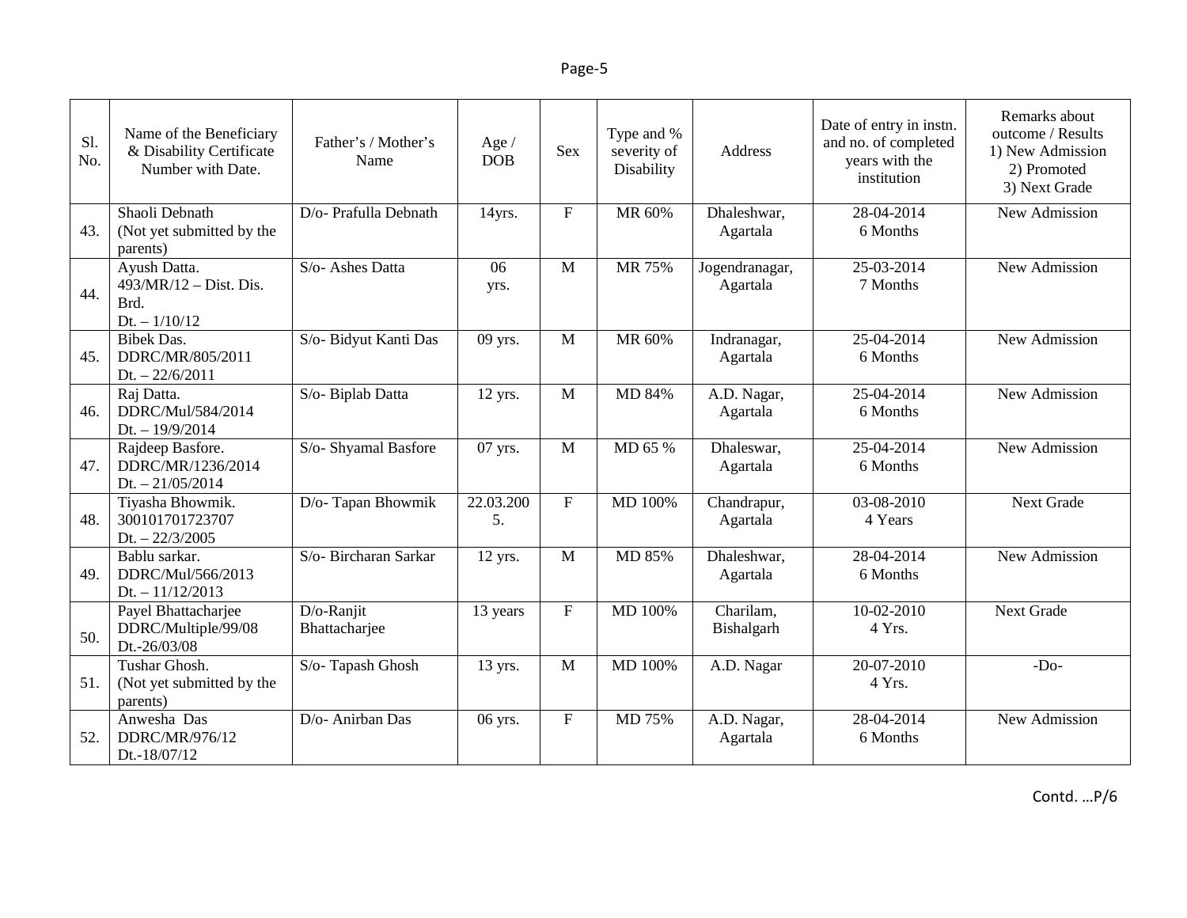| Sl. No. | Name of the Beneficiary & Disability Certificate Number with Date. | Father's / Mother's Name | Age / DOB | Sex | Type and % severity of Disability | Address | Date of entry in instn. and no. of completed years with the institution | Remarks about outcome / Results 1) New Admission 2) Promoted 3) Next Grade |
|---|---|---|---|---|---|---|---|---|
| 43. | Shaoli Debnath (Not yet submitted by the parents) | D/o- Prafulla Debnath | 14yrs. | F | MR 60% | Dhaleshwar, Agartala | 28-04-2014 6 Months | New Admission |
| 44. | Ayush Datta. 493/MR/12 – Dist. Dis. Brd. Dt. – 1/10/12 | S/o- Ashes Datta | 06 yrs. | M | MR 75% | Jogendranagar, Agartala | 25-03-2014 7 Months | New Admission |
| 45. | Bibek Das. DDRC/MR/805/2011 Dt. – 22/6/2011 | S/o- Bidyut Kanti Das | 09 yrs. | M | MR 60% | Indranagar, Agartala | 25-04-2014 6 Months | New Admission |
| 46. | Raj Datta. DDRC/Mul/584/2014 Dt. – 19/9/2014 | S/o- Biplab Datta | 12 yrs. | M | MD 84% | A.D. Nagar, Agartala | 25-04-2014 6 Months | New Admission |
| 47. | Rajdeep Basfore. DDRC/MR/1236/2014 Dt. – 21/05/2014 | S/o- Shyamal Basfore | 07 yrs. | M | MD 65 % | Dhaleswar, Agartala | 25-04-2014 6 Months | New Admission |
| 48. | Tiyasha Bhowmik. 300101701723707 Dt. – 22/3/2005 | D/o- Tapan Bhowmik | 22.03.2005. | F | MD 100% | Chandrapur, Agartala | 03-08-2010 4 Years | Next Grade |
| 49. | Bablu sarkar. DDRC/Mul/566/2013 Dt. – 11/12/2013 | S/o- Bircharan Sarkar | 12 yrs. | M | MD 85% | Dhaleshwar, Agartala | 28-04-2014 6 Months | New Admission |
| 50. | Payel Bhattacharjee DDRC/Multiple/99/08 Dt.-26/03/08 | D/o-Ranjit Bhattacharjee | 13 years | F | MD 100% | Charilam, Bishalgarh | 10-02-2010 4 Yrs. | Next Grade |
| 51. | Tushar Ghosh. (Not yet submitted by the parents) | S/o- Tapash Ghosh | 13 yrs. | M | MD 100% | A.D. Nagar | 20-07-2010 4 Yrs. | -Do- |
| 52. | Anwesha Das DDRC/MR/976/12 Dt.-18/07/12 | D/o- Anirban Das | 06 yrs. | F | MD 75% | A.D. Nagar, Agartala | 28-04-2014 6 Months | New Admission |

Contd. …P/6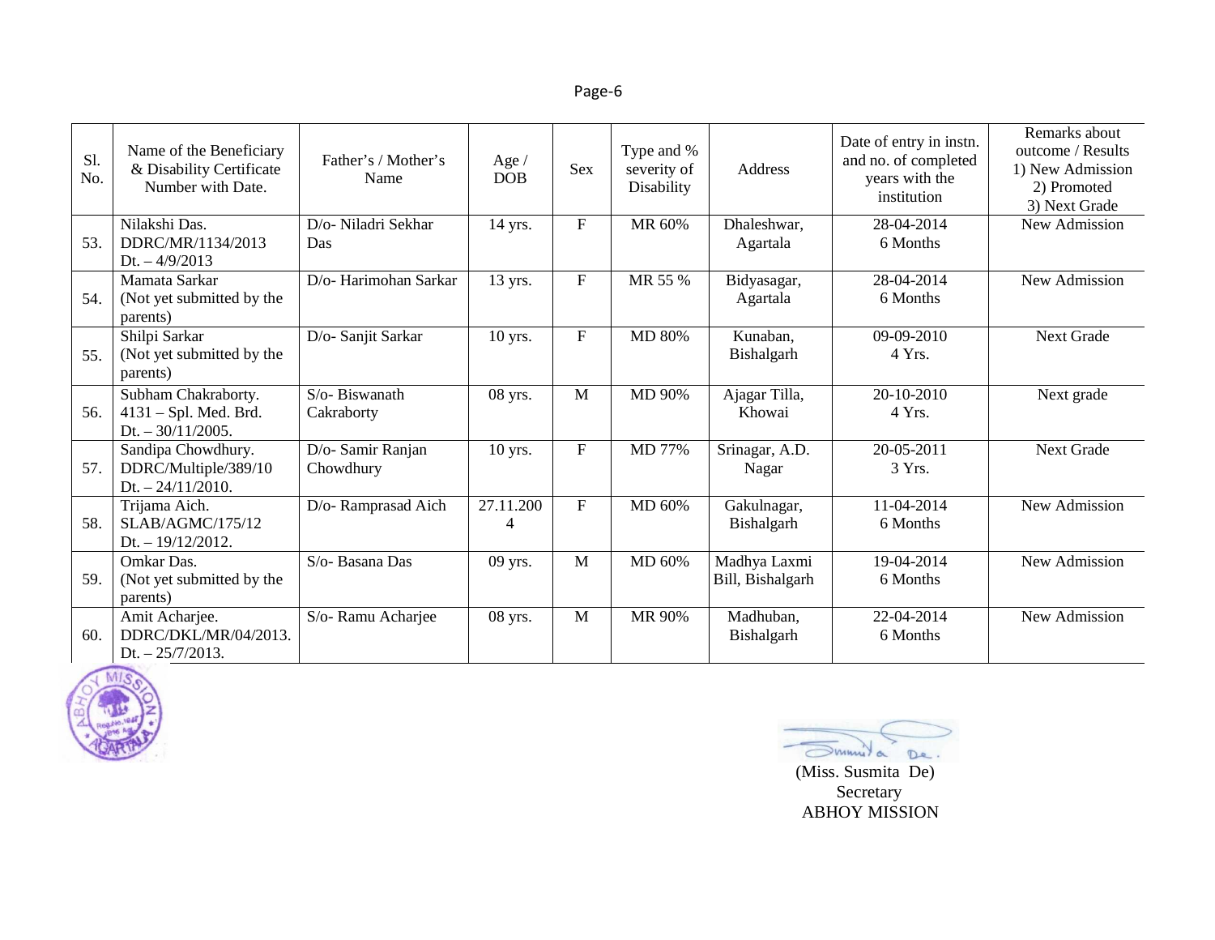| Sl. No. | Name of the Beneficiary & Disability Certificate Number with Date. | Father's / Mother's Name | Age / DOB | Sex | Type and % severity of Disability | Address | Date of entry in instn. and no. of completed years with the institution | Remarks about outcome / Results 1) New Admission 2) Promoted 3) Next Grade |
|---|---|---|---|---|---|---|---|---|
| 53. | Nilakshi Das. DDRC/MR/1134/2013 Dt. – 4/9/2013 | D/o- Niladri Sekhar Das | 14 yrs. | F | MR 60% | Dhaleshwar, Agartala | 28-04-2014 6 Months | New Admission |
| 54. | Mamata Sarkar (Not yet submitted by the parents) | D/o- Harimohan Sarkar | 13 yrs. | F | MR 55 % | Bidyasagar, Agartala | 28-04-2014 6 Months | New Admission |
| 55. | Shilpi Sarkar (Not yet submitted by the parents) | D/o- Sanjit Sarkar | 10 yrs. | F | MD 80% | Kunaban, Bishalgarh | 09-09-2010 4 Yrs. | Next Grade |
| 56. | Subham Chakraborty. 4131 – Spl. Med. Brd. Dt. – 30/11/2005. | S/o- Biswanath Cakraborty | 08 yrs. | M | MD 90% | Ajagar Tilla, Khowai | 20-10-2010 4 Yrs. | Next grade |
| 57. | Sandipa Chowdhury. DDRC/Multiple/389/10 Dt. – 24/11/2010. | D/o- Samir Ranjan Chowdhury | 10 yrs. | F | MD 77% | Srinagar, A.D. Nagar | 20-05-2011 3 Yrs. | Next Grade |
| 58. | Trijama Aich. SLAB/AGMC/175/12 Dt. – 19/12/2012. | D/o- Ramprasad Aich | 27.11.2004 | F | MD 60% | Gakulnagar, Bishalgarh | 11-04-2014 6 Months | New Admission |
| 59. | Omkar Das. (Not yet submitted by the parents) | S/o- Basana Das | 09 yrs. | M | MD 60% | Madhya Laxmi Bill, Bishalgarh | 19-04-2014 6 Months | New Admission |
| 60. | Amit Acharjee. DDRC/DKL/MR/04/2013. Dt. – 25/7/2013. | S/o- Ramu Acharjee | 08 yrs. | M | MR 90% | Madhuban, Bishalgarh | 22-04-2014 6 Months | New Admission |

ABHOY MISSION AGARTALA

(Miss. Susmita De)
Secretary
ABHOY MISSION